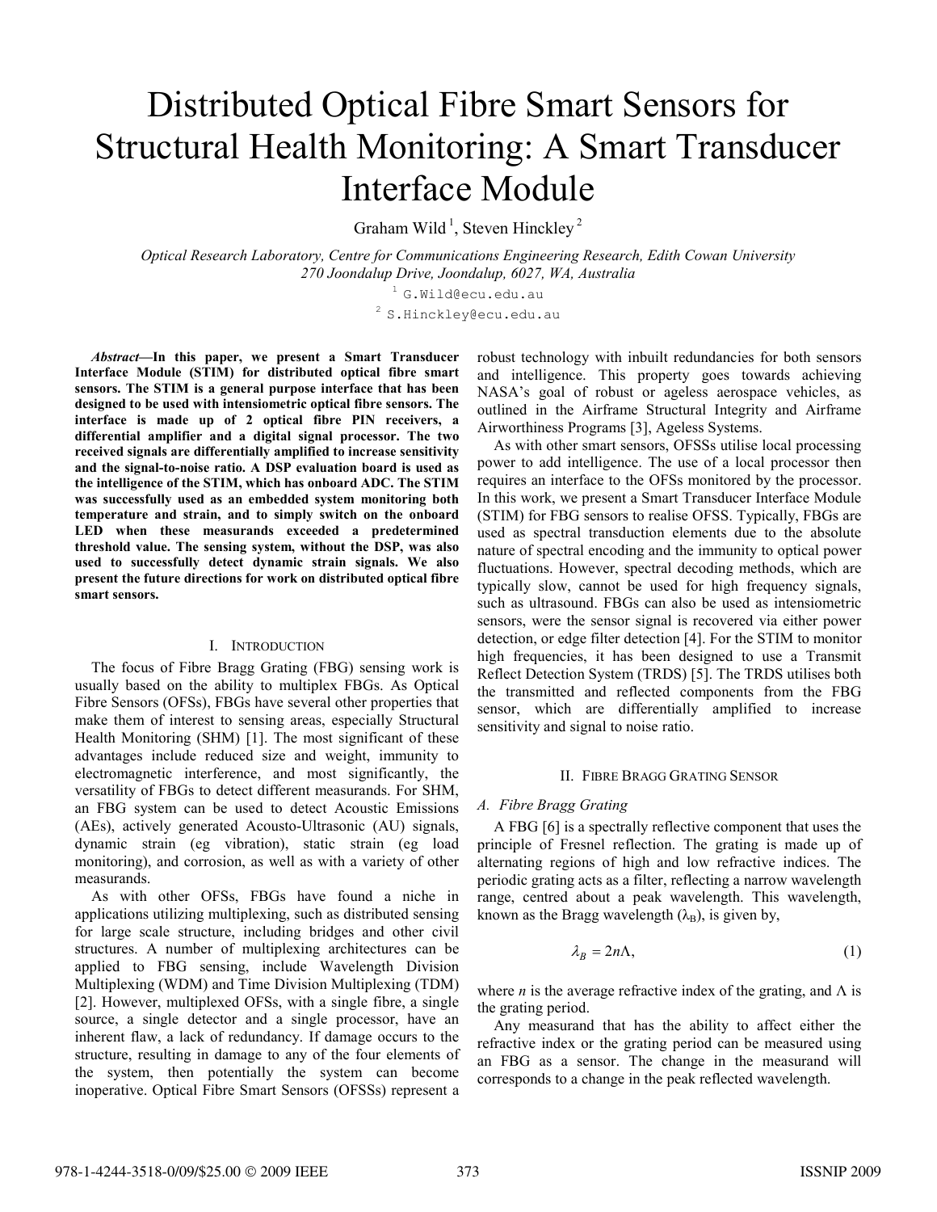# Distributed Optical Fibre Smart Sensors for Structural Health Monitoring: A Smart Transducer Interface Module

Graham Wild [1], Steven Hinckley [2]

*Optical Research Laboratory, Centre for Communications Engineering Research, Edith Cowan University*
*270 Joondalup Drive, Joondalup, 6027, WA, Australia*

[1] G.Wild@ecu.edu.au

[2] S.Hinckley@ecu.edu.au

***Abstract*—In this paper, we present a Smart Transducer Interface Module (STIM) for distributed optical fibre smart sensors. The STIM is a general purpose interface that has been designed to be used with intensiometric optical fibre sensors. The interface is made up of 2 optical fibre PIN receivers, a differential amplifier and a digital signal processor. The two received signals are differentially amplified to increase sensitivity and the signal-to-noise ratio. A DSP evaluation board is used as the intelligence of the STIM, which has onboard ADC. The STIM was successfully used as an embedded system monitoring both temperature and strain, and to simply switch on the onboard LED when these measurands exceeded a predetermined threshold value. The sensing system, without the DSP, was also used to successfully detect dynamic strain signals. We also present the future directions for work on distributed optical fibre smart sensors.**

## I. Introduction

The focus of Fibre Bragg Grating (FBG) sensing work is usually based on the ability to multiplex FBGs. As Optical Fibre Sensors (OFSs), FBGs have several other properties that make them of interest to sensing areas, especially Structural Health Monitoring (SHM) [1]. The most significant of these advantages include reduced size and weight, immunity to electromagnetic interference, and most significantly, the versatility of FBGs to detect different measurands. For SHM, an FBG system can be used to detect Acoustic Emissions (AEs), actively generated Acousto-Ultrasonic (AU) signals, dynamic strain (eg vibration), static strain (eg load monitoring), and corrosion, as well as with a variety of other measurands.

As with other OFSs, FBGs have found a niche in applications utilizing multiplexing, such as distributed sensing for large scale structure, including bridges and other civil structures. A number of multiplexing architectures can be applied to FBG sensing, include Wavelength Division Multiplexing (WDM) and Time Division Multiplexing (TDM) [2]. However, multiplexed OFSs, with a single fibre, a single source, a single detector and a single processor, have an inherent flaw, a lack of redundancy. If damage occurs to the structure, resulting in damage to any of the four elements of the system, then potentially the system can become inoperative. Optical Fibre Smart Sensors (OFSSs) represent a robust technology with inbuilt redundancies for both sensors and intelligence. This property goes towards achieving NASA's goal of robust or ageless aerospace vehicles, as outlined in the Airframe Structural Integrity and Airframe Airworthiness Programs [3], Ageless Systems.

As with other smart sensors, OFSSs utilise local processing power to add intelligence. The use of a local processor then requires an interface to the OFSs monitored by the processor. In this work, we present a Smart Transducer Interface Module (STIM) for FBG sensors to realise OFSS. Typically, FBGs are used as spectral transduction elements due to the absolute nature of spectral encoding and the immunity to optical power fluctuations. However, spectral decoding methods, which are typically slow, cannot be used for high frequency signals, such as ultrasound. FBGs can also be used as intensiometric sensors, were the sensor signal is recovered via either power detection, or edge filter detection [4]. For the STIM to monitor high frequencies, it has been designed to use a Transmit Reflect Detection System (TRDS) [5]. The TRDS utilises both the transmitted and reflected components from the FBG sensor, which are differentially amplified to increase sensitivity and signal to noise ratio.

## II. Fibre Bragg Grating Sensor

### *A. Fibre Bragg Grating*

A FBG [6] is a spectrally reflective component that uses the principle of Fresnel reflection. The grating is made up of alternating regions of high and low refractive indices. The periodic grating acts as a filter, reflecting a narrow wavelength range, centred about a peak wavelength. This wavelength, known as the Bragg wavelength ($\lambda_B$), is given by,

$$\lambda_B = 2n\Lambda, \tag{1}$$

where $n$ is the average refractive index of the grating, and $\Lambda$ is the grating period.

Any measurand that has the ability to affect either the refractive index or the grating period can be measured using an FBG as a sensor. The change in the measurand will corresponds to a change in the peak reflected wavelength.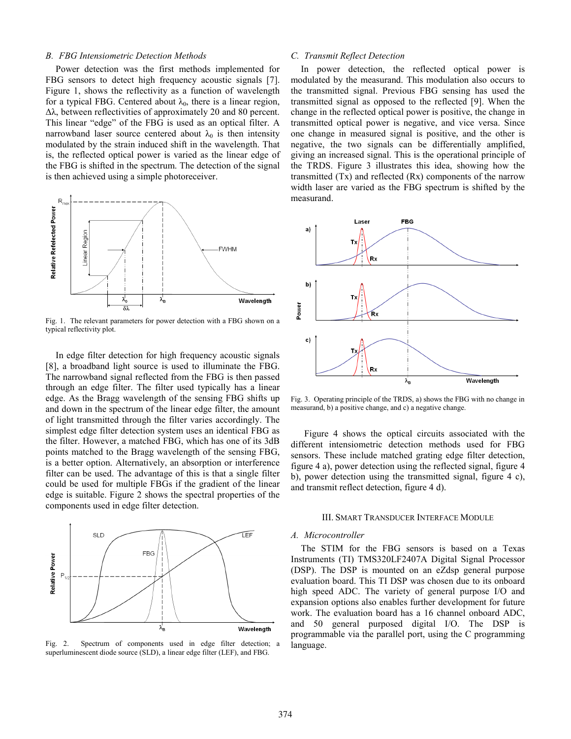### B. FBG Intensiometric Detection Methods

Power detection was the first methods implemented for FBG sensors to detect high frequency acoustic signals [7]. Figure 1, shows the reflectivity as a function of wavelength for a typical FBG. Centered about $\lambda_0$, there is a linear region, $\Delta\lambda$, between reflectivities of approximately 20 and 80 percent. This linear "edge" of the FBG is used as an optical filter. A narrowband laser source centered about $\lambda_0$ is then intensity modulated by the strain induced shift in the wavelength. That is, the reflected optical power is varied as the linear edge of the FBG is shifted in the spectrum. The detection of the signal is then achieved using a simple photoreceiver.

Fig. 1. The relevant parameters for power detection with a FBG shown on a typical reflectivity plot.

In edge filter detection for high frequency acoustic signals [8], a broadband light source is used to illuminate the FBG. The narrowband signal reflected from the FBG is then passed through an edge filter. The filter used typically has a linear edge. As the Bragg wavelength of the sensing FBG shifts up and down in the spectrum of the linear edge filter, the amount of light transmitted through the filter varies accordingly. The simplest edge filter detection system uses an identical FBG as the filter. However, a matched FBG, which has one of its 3dB points matched to the Bragg wavelength of the sensing FBG, is a better option. Alternatively, an absorption or interference filter can be used. The advantage of this is that a single filter could be used for multiple FBGs if the gradient of the linear edge is suitable. Figure 2 shows the spectral properties of the components used in edge filter detection.

Fig. 2. Spectrum of components used in edge filter detection; a superluminescent diode source (SLD), a linear edge filter (LEF), and FBG.

### C. Transmit Reflect Detection

In power detection, the reflected optical power is modulated by the measurand. This modulation also occurs to the transmitted signal. Previous FBG sensing has used the transmitted signal as opposed to the reflected [9]. When the change in the reflected optical power is positive, the change in transmitted optical power is negative, and vice versa. Since one change in measured signal is positive, and the other is negative, the two signals can be differentially amplified, giving an increased signal. This is the operational principle of the TRDS. Figure 3 illustrates this idea, showing how the transmitted (Tx) and reflected (Rx) components of the narrow width laser are varied as the FBG spectrum is shifted by the measurand.

Fig. 3. Operating principle of the TRDS, a) shows the FBG with no change in measurand, b) a positive change, and c) a negative change.

Figure 4 shows the optical circuits associated with the different intensiometric detection methods used for FBG sensors. These include matched grating edge filter detection, figure 4 a), power detection using the reflected signal, figure 4 b), power detection using the transmitted signal, figure 4 c), and transmit reflect detection, figure 4 d).

## III. Smart Transducer Interface Module

### A. Microcontroller

The STIM for the FBG sensors is based on a Texas Instruments (TI) TMS320LF2407A Digital Signal Processor (DSP). The DSP is mounted on an eZdsp general purpose evaluation board. This TI DSP was chosen due to its onboard high speed ADC. The variety of general purpose I/O and expansion options also enables further development for future work. The evaluation board has a 16 channel onboard ADC, and 50 general purposed digital I/O. The DSP is programmable via the parallel port, using the C programming language.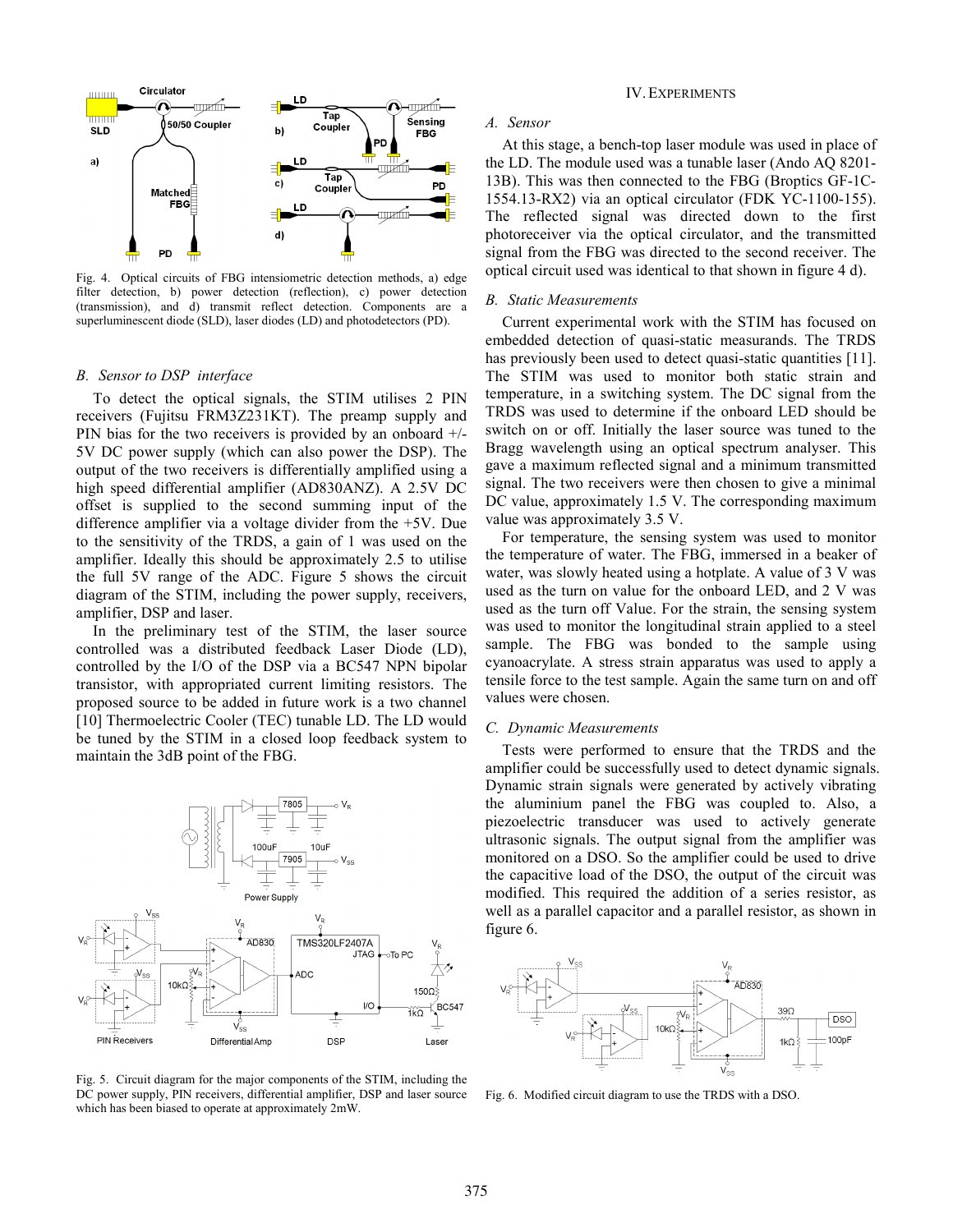Fig. 4. Optical circuits of FBG intensiometric detection methods, a) edge filter detection, b) power detection (reflection), c) power detection (transmission), and d) transmit reflect detection. Components are a superluminescent diode (SLD), laser diodes (LD) and photodetectors (PD).

### B. Sensor to DSP interface

To detect the optical signals, the STIM utilises 2 PIN receivers (Fujitsu FRM3Z231KT). The preamp supply and PIN bias for the two receivers is provided by an onboard +/- 5V DC power supply (which can also power the DSP). The output of the two receivers is differentially amplified using a high speed differential amplifier (AD830ANZ). A 2.5V DC offset is supplied to the second summing input of the difference amplifier via a voltage divider from the +5V. Due to the sensitivity of the TRDS, a gain of 1 was used on the amplifier. Ideally this should be approximately 2.5 to utilise the full 5V range of the ADC. Figure 5 shows the circuit diagram of the STIM, including the power supply, receivers, amplifier, DSP and laser.

In the preliminary test of the STIM, the laser source controlled was a distributed feedback Laser Diode (LD), controlled by the I/O of the DSP via a BC547 NPN bipolar transistor, with appropriated current limiting resistors. The proposed source to be added in future work is a two channel [10] Thermoelectric Cooler (TEC) tunable LD. The LD would be tuned by the STIM in a closed loop feedback system to maintain the 3dB point of the FBG.

Fig. 5. Circuit diagram for the major components of the STIM, including the DC power supply, PIN receivers, differential amplifier, DSP and laser source which has been biased to operate at approximately 2mW.

## IV. Experiments

### A. Sensor

At this stage, a bench-top laser module was used in place of the LD. The module used was a tunable laser (Ando AQ 8201-13B). This was then connected to the FBG (Broptics GF-1C-1554.13-RX2) via an optical circulator (FDK YC-1100-155). The reflected signal was directed down to the first photoreceiver via the optical circulator, and the transmitted signal from the FBG was directed to the second receiver. The optical circuit used was identical to that shown in figure 4 d).

### B. Static Measurements

Current experimental work with the STIM has focused on embedded detection of quasi-static measurands. The TRDS has previously been used to detect quasi-static quantities [11]. The STIM was used to monitor both static strain and temperature, in a switching system. The DC signal from the TRDS was used to determine if the onboard LED should be switch on or off. Initially the laser source was tuned to the Bragg wavelength using an optical spectrum analyser. This gave a maximum reflected signal and a minimum transmitted signal. The two receivers were then chosen to give a minimal DC value, approximately 1.5 V. The corresponding maximum value was approximately 3.5 V.

For temperature, the sensing system was used to monitor the temperature of water. The FBG, immersed in a beaker of water, was slowly heated using a hotplate. A value of 3 V was used as the turn on value for the onboard LED, and 2 V was used as the turn off Value. For the strain, the sensing system was used to monitor the longitudinal strain applied to a steel sample. The FBG was bonded to the sample using cyanoacrylate. A stress strain apparatus was used to apply a tensile force to the test sample. Again the same turn on and off values were chosen.

### C. Dynamic Measurements

Tests were performed to ensure that the TRDS and the amplifier could be successfully used to detect dynamic signals. Dynamic strain signals were generated by actively vibrating the aluminium panel the FBG was coupled to. Also, a piezoelectric transducer was used to actively generate ultrasonic signals. The output signal from the amplifier was monitored on a DSO. So the amplifier could be used to drive the capacitive load of the DSO, the output of the circuit was modified. This required the addition of a series resistor, as well as a parallel capacitor and a parallel resistor, as shown in figure 6.

Fig. 6. Modified circuit diagram to use the TRDS with a DSO.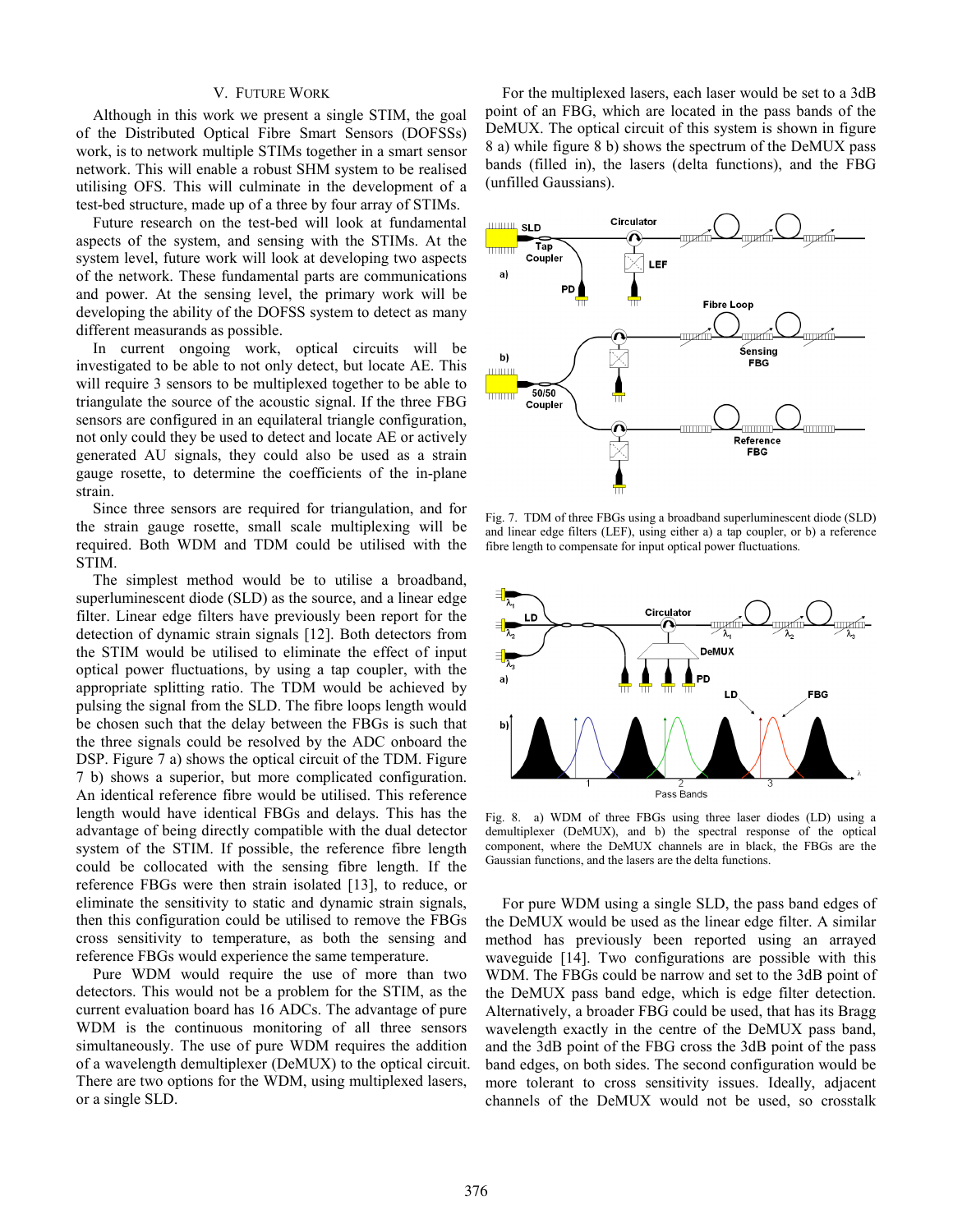## V. Future Work

Although in this work we present a single STIM, the goal of the Distributed Optical Fibre Smart Sensors (DOFSSs) work, is to network multiple STIMs together in a smart sensor network. This will enable a robust SHM system to be realised utilising OFS. This will culminate in the development of a test-bed structure, made up of a three by four array of STIMs.

Future research on the test-bed will look at fundamental aspects of the system, and sensing with the STIMs. At the system level, future work will look at developing two aspects of the network. These fundamental parts are communications and power. At the sensing level, the primary work will be developing the ability of the DOFSS system to detect as many different measurands as possible.

In current ongoing work, optical circuits will be investigated to be able to not only detect, but locate AE. This will require 3 sensors to be multiplexed together to be able to triangulate the source of the acoustic signal. If the three FBG sensors are configured in an equilateral triangle configuration, not only could they be used to detect and locate AE or actively generated AU signals, they could also be used as a strain gauge rosette, to determine the coefficients of the in-plane strain.

Since three sensors are required for triangulation, and for the strain gauge rosette, small scale multiplexing will be required. Both WDM and TDM could be utilised with the STIM.

The simplest method would be to utilise a broadband, superluminescent diode (SLD) as the source, and a linear edge filter. Linear edge filters have previously been report for the detection of dynamic strain signals [12]. Both detectors from the STIM would be utilised to eliminate the effect of input optical power fluctuations, by using a tap coupler, with the appropriate splitting ratio. The TDM would be achieved by pulsing the signal from the SLD. The fibre loops length would be chosen such that the delay between the FBGs is such that the three signals could be resolved by the ADC onboard the DSP. Figure 7 a) shows the optical circuit of the TDM. Figure 7 b) shows a superior, but more complicated configuration. An identical reference fibre would be utilised. This reference length would have identical FBGs and delays. This has the advantage of being directly compatible with the dual detector system of the STIM. If possible, the reference fibre length could be collocated with the sensing fibre length. If the reference FBGs were then strain isolated [13], to reduce, or eliminate the sensitivity to static and dynamic strain signals, then this configuration could be utilised to remove the FBGs cross sensitivity to temperature, as both the sensing and reference FBGs would experience the same temperature.

Pure WDM would require the use of more than two detectors. This would not be a problem for the STIM, as the current evaluation board has 16 ADCs. The advantage of pure WDM is the continuous monitoring of all three sensors simultaneously. The use of pure WDM requires the addition of a wavelength demultiplexer (DeMUX) to the optical circuit. There are two options for the WDM, using multiplexed lasers, or a single SLD.

For the multiplexed lasers, each laser would be set to a 3dB point of an FBG, which are located in the pass bands of the DeMUX. The optical circuit of this system is shown in figure 8 a) while figure 8 b) shows the spectrum of the DeMUX pass bands (filled in), the lasers (delta functions), and the FBG (unfilled Gaussians).

SLD
Tap Coupler
Circulator
LEF
PD
a)
Fibre Loop
Sensing FBG
b)
50/50 Coupler
Reference FBG

Fig. 7. TDM of three FBGs using a broadband superluminescent diode (SLD) and linear edge filters (LEF), using either a) a tap coupler, or b) a reference fibre length to compensate for input optical power fluctuations.

$\lambda_1$
LD
$\lambda_2$
$\lambda_3$
a)
Circulator
DeMUX
PD
LD
FBG
b)
1
2
3
Pass Bands
$\lambda$

Fig. 8. a) WDM of three FBGs using three laser diodes (LD) using a demultiplexer (DeMUX), and b) the spectral response of the optical component, where the DeMUX channels are in black, the FBGs are the Gaussian functions, and the lasers are the delta functions.

For pure WDM using a single SLD, the pass band edges of the DeMUX pass bands would be used as the linear edge filter. A similar method has previously been reported using an arrayed waveguide [14]. Two configurations are possible with this WDM. The FBGs could be narrow and set to the 3dB point of the DeMUX pass band edge, which is edge filter detection. Alternatively, a broader FBG could be used, that has its Bragg wavelength exactly in the centre of the DeMUX pass band, and the 3dB point of the FBG cross the 3dB point of the pass band edges, on both sides. The second configuration would be more tolerant to cross sensitivity issues. Ideally, adjacent channels of the DeMUX would not be used, so crosstalk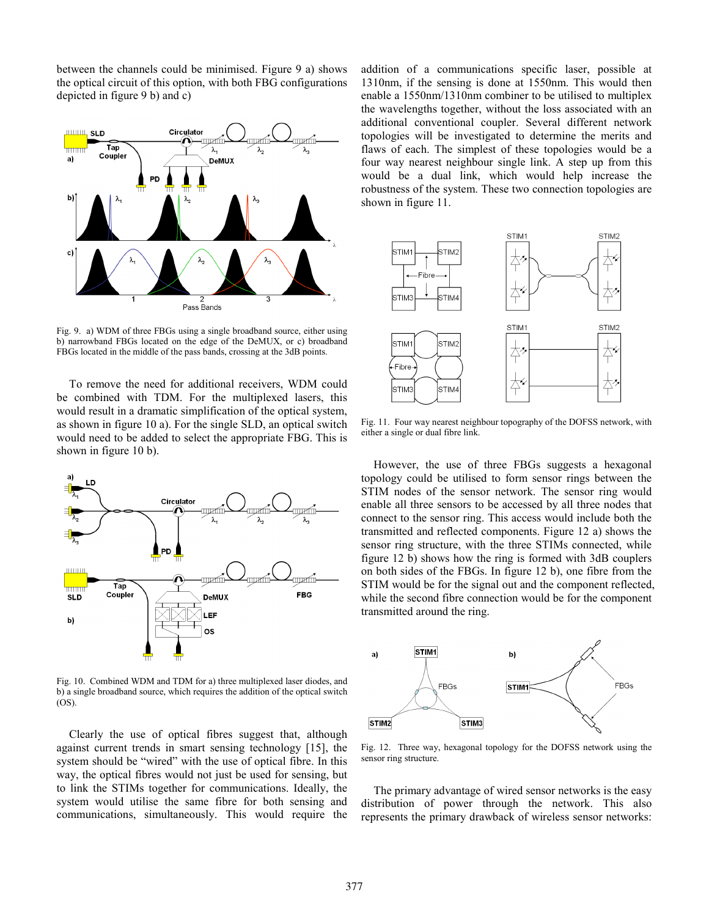between the channels could be minimised. Figure 9 a) shows the optical circuit of this option, with both FBG configurations depicted in figure 9 b) and c)

Fig. 9. a) WDM of three FBGs using a single broadband source, either using b) narrowband FBGs located on the edge of the DeMUX, or c) broadband FBGs located in the middle of the pass bands, crossing at the 3dB points.

To remove the need for additional receivers, WDM could be combined with TDM. For the multiplexed lasers, this would result in a dramatic simplification of the optical system, as shown in figure 10 a). For the single SLD, an optical switch would need to be added to select the appropriate FBG. This is shown in figure 10 b).

Fig. 10. Combined WDM and TDM for a) three multiplexed laser diodes, and b) a single broadband source, which requires the addition of the optical switch (OS).

Clearly the use of optical fibres suggest that, although against current trends in smart sensing technology [15], the system should be "wired" with the use of optical fibre. In this way, the optical fibres would not just be used for sensing, but to link the STIMs together for communications. Ideally, the system would utilise the same fibre for both sensing and communications, simultaneously. This would require the addition of a communications specific laser, possible at 1310nm, if the sensing is done at 1550nm. This would then enable a 1550nm/1310nm combiner to be utilised to multiplex the wavelengths together, without the loss associated with an additional conventional coupler. Several different network topologies will be investigated to determine the merits and flaws of each. The simplest of these topologies would be a four way nearest neighbour single link. A step up from this would be a dual link, which would help increase the robustness of the system. These two connection topologies are shown in figure 11.

Fig. 11. Four way nearest neighbour topography of the DOFSS network, with either a single or dual fibre link.

However, the use of three FBGs suggests a hexagonal topology could be utilised to form sensor rings between the STIM nodes of the sensor network. The sensor ring would enable all three sensors to be accessed by all three nodes that connect to the sensor ring. This access would include both the transmitted and reflected components. Figure 12 a) shows the sensor ring structure, with the three STIMs connected, while figure 12 b) shows how the ring is formed with 3dB couplers on both sides of the FBGs. In figure 12 b), one fibre from the STIM would be for the signal out and the component reflected, while the second fibre connection would be for the component transmitted around the ring.

Fig. 12. Three way, hexagonal topology for the DOFSS network using the sensor ring structure.

The primary advantage of wired sensor networks is the easy distribution of power through the network. This also represents the primary drawback of wireless sensor networks: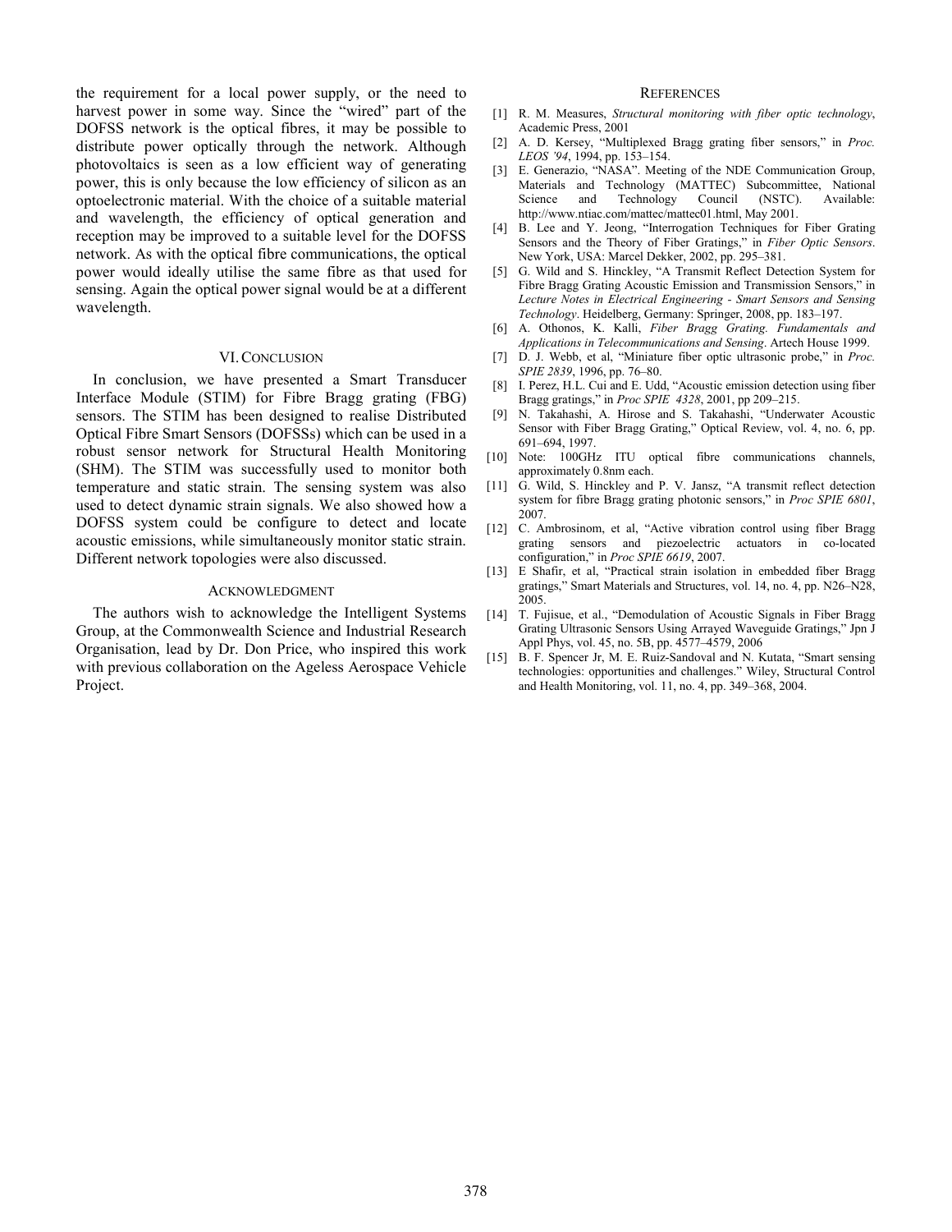the requirement for a local power supply, or the need to harvest power in some way. Since the "wired" part of the DOFSS network is the optical fibres, it may be possible to distribute power optically through the network. Although photovoltaics is seen as a low efficient way of generating power, this is only because the low efficiency of silicon as an optoelectronic material. With the choice of a suitable material and wavelength, the efficiency of optical generation and reception may be improved to a suitable level for the DOFSS network. As with the optical fibre communications, the optical power would ideally utilise the same fibre as that used for sensing. Again the optical power signal would be at a different wavelength.

## VI. Conclusion

In conclusion, we have presented a Smart Transducer Interface Module (STIM) for Fibre Bragg grating (FBG) sensors. The STIM has been designed to realise Distributed Optical Fibre Smart Sensors (DOFSSs) which can be used in a robust sensor network for Structural Health Monitoring (SHM). The STIM was successfully used to monitor both temperature and static strain. The sensing system was also used to detect dynamic strain signals. We also showed how a DOFSS system could be configure to detect and locate acoustic emissions, while simultaneously monitor static strain. Different network topologies were also discussed.

## Acknowledgment

The authors wish to acknowledge the Intelligent Systems Group, at the Commonwealth Science and Industrial Research Organisation, lead by Dr. Don Price, who inspired this work with previous collaboration on the Ageless Aerospace Vehicle Project.

## References

[1] R. M. Measures, *Structural monitoring with fiber optic technology*, Academic Press, 2001

[2] A. D. Kersey, "Multiplexed Bragg grating fiber sensors," in *Proc. LEOS '94*, 1994, pp. 153–154.

[3] E. Generazio, "NASA". Meeting of the NDE Communication Group, Materials and Technology (MATTEC) Subcommittee, National Science and Technology Council (NSTC). Available: http://www.ntiac.com/mattec/mattec01.html, May 2001.

[4] B. Lee and Y. Jeong, "Interrogation Techniques for Fiber Grating Sensors and the Theory of Fiber Gratings," in *Fiber Optic Sensors*. New York, USA: Marcel Dekker, 2002, pp. 295–381.

[5] G. Wild and S. Hinckley, "A Transmit Reflect Detection System for Fibre Bragg Grating Acoustic Emission and Transmission Sensors," in *Lecture Notes in Electrical Engineering - Smart Sensors and Sensing Technology*. Heidelberg, Germany: Springer, 2008, pp. 183–197.

[6] A. Othonos, K. Kalli, *Fiber Bragg Grating. Fundamentals and Applications in Telecommunications and Sensing*. Artech House 1999.

[7] D. J. Webb, et al, "Miniature fiber optic ultrasonic probe," in *Proc. SPIE 2839*, 1996, pp. 76–80.

[8] I. Perez, H.L. Cui and E. Udd, "Acoustic emission detection using fiber Bragg gratings," in *Proc SPIE 4328*, 2001, pp 209–215.

[9] N. Takahashi, A. Hirose and S. Takahashi, "Underwater Acoustic Sensor with Fiber Bragg Grating," Optical Review, vol. 4, no. 6, pp. 691–694, 1997.

[10] Note: 100GHz ITU optical fibre communications channels, approximately 0.8nm each.

[11] G. Wild, S. Hinckley and P. V. Jansz, "A transmit reflect detection system for fibre Bragg grating photonic sensors," in *Proc SPIE 6801*, 2007.

[12] C. Ambrosinom, et al, "Active vibration control using fiber Bragg grating sensors and piezoelectric actuators in co-located configuration," in *Proc SPIE 6619*, 2007.

[13] E Shafir, et al, "Practical strain isolation in embedded fiber Bragg gratings," Smart Materials and Structures, vol. 14, no. 4, pp. N26–N28, 2005.

[14] T. Fujisue, et al., "Demodulation of Acoustic Signals in Fiber Bragg Grating Ultrasonic Sensors Using Arrayed Waveguide Gratings," Jpn J Appl Phys, vol. 45, no. 5B, pp. 4577–4579, 2006

[15] B. F. Spencer Jr, M. E. Ruiz-Sandoval and N. Kutata, "Smart sensing technologies: opportunities and challenges." Wiley, Structural Control and Health Monitoring, vol. 11, no. 4, pp. 349–368, 2004.